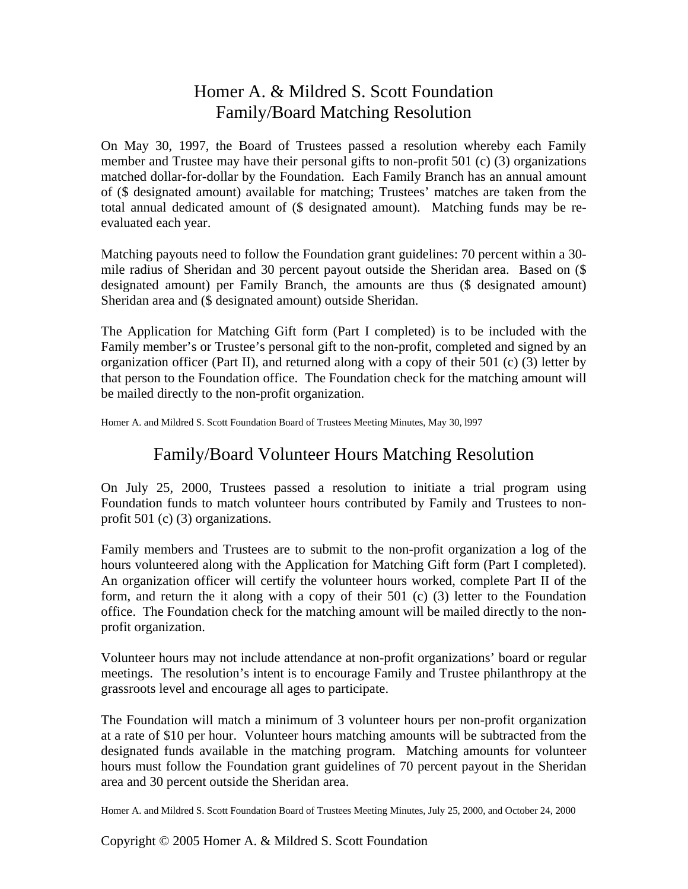# Homer A. & Mildred S. Scott Foundation
# Family/Board Matching Resolution

On May 30, 1997, the Board of Trustees passed a resolution whereby each Family member and Trustee may have their personal gifts to non-profit 501 (c) (3) organizations matched dollar-for-dollar by the Foundation. Each Family Branch has an annual amount of ($ designated amount) available for matching; Trustees' matches are taken from the total annual dedicated amount of ($ designated amount). Matching funds may be re-evaluated each year.

Matching payouts need to follow the Foundation grant guidelines: 70 percent within a 30-mile radius of Sheridan and 30 percent payout outside the Sheridan area. Based on ($ designated amount) per Family Branch, the amounts are thus ($ designated amount) Sheridan area and ($ designated amount) outside Sheridan.

The Application for Matching Gift form (Part I completed) is to be included with the Family member's or Trustee's personal gift to the non-profit, completed and signed by an organization officer (Part II), and returned along with a copy of their 501 (c) (3) letter by that person to the Foundation office. The Foundation check for the matching amount will be mailed directly to the non-profit organization.

Homer A. and Mildred S. Scott Foundation Board of Trustees Meeting Minutes, May 30, l997

## Family/Board Volunteer Hours Matching Resolution

On July 25, 2000, Trustees passed a resolution to initiate a trial program using Foundation funds to match volunteer hours contributed by Family and Trustees to non-profit 501 (c) (3) organizations.

Family members and Trustees are to submit to the non-profit organization a log of the hours volunteered along with the Application for Matching Gift form (Part I completed). An organization officer will certify the volunteer hours worked, complete Part II of the form, and return the it along with a copy of their 501 (c) (3) letter to the Foundation office. The Foundation check for the matching amount will be mailed directly to the non-profit organization.

Volunteer hours may not include attendance at non-profit organizations' board or regular meetings. The resolution's intent is to encourage Family and Trustee philanthropy at the grassroots level and encourage all ages to participate.

The Foundation will match a minimum of 3 volunteer hours per non-profit organization at a rate of $10 per hour. Volunteer hours matching amounts will be subtracted from the designated funds available in the matching program. Matching amounts for volunteer hours must follow the Foundation grant guidelines of 70 percent payout in the Sheridan area and 30 percent outside the Sheridan area.

Homer A. and Mildred S. Scott Foundation Board of Trustees Meeting Minutes, July 25, 2000, and October 24, 2000

Copyright © 2005 Homer A. & Mildred S. Scott Foundation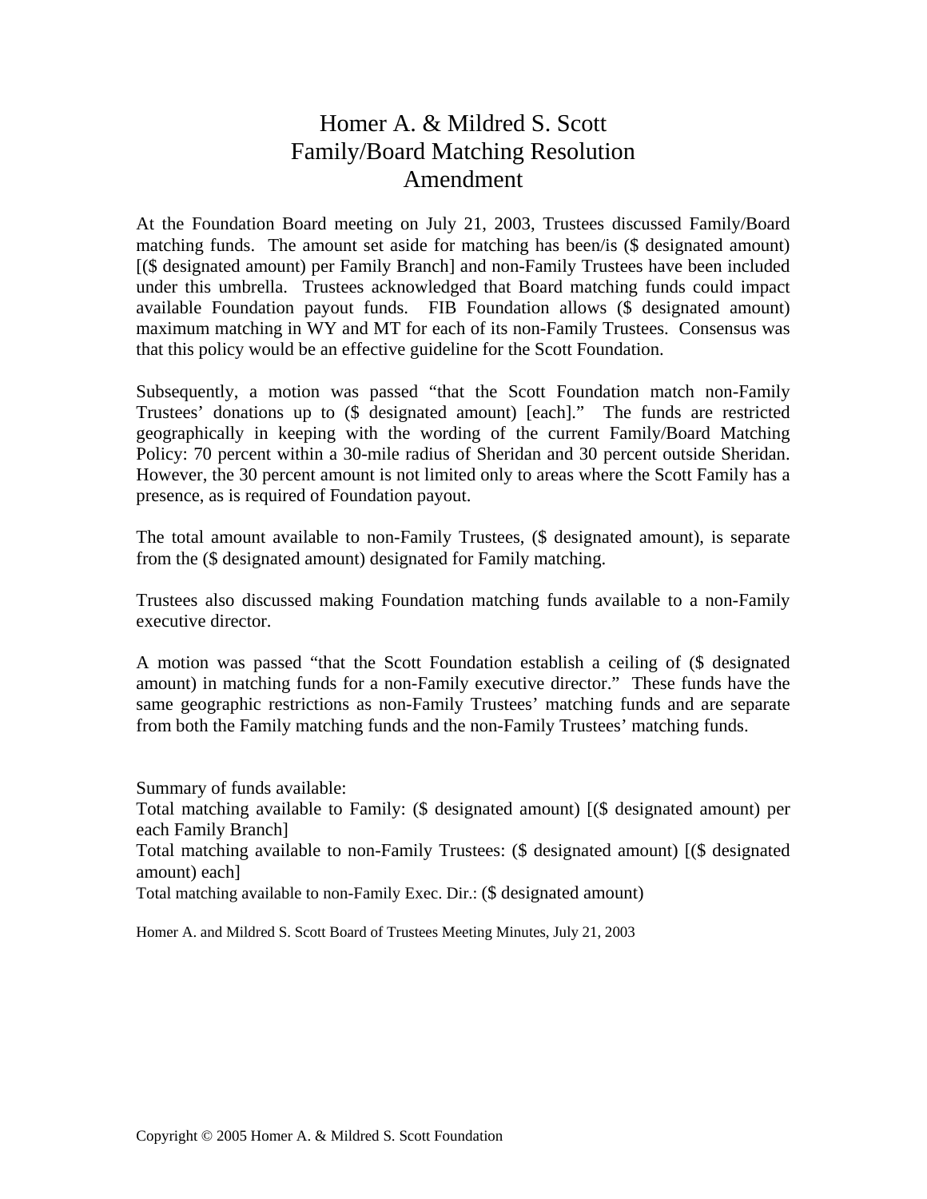# Homer A. & Mildred S. Scott
# Family/Board Matching Resolution
# Amendment

At the Foundation Board meeting on July 21, 2003, Trustees discussed Family/Board matching funds. The amount set aside for matching has been/is ($ designated amount) [($ designated amount) per Family Branch] and non-Family Trustees have been included under this umbrella. Trustees acknowledged that Board matching funds could impact available Foundation payout funds. FIB Foundation allows ($ designated amount) maximum matching in WY and MT for each of its non-Family Trustees. Consensus was that this policy would be an effective guideline for the Scott Foundation.

Subsequently, a motion was passed "that the Scott Foundation match non-Family Trustees' donations up to ($ designated amount) [each]." The funds are restricted geographically in keeping with the wording of the current Family/Board Matching Policy: 70 percent within a 30-mile radius of Sheridan and 30 percent outside Sheridan. However, the 30 percent amount is not limited only to areas where the Scott Family has a presence, as is required of Foundation payout.

The total amount available to non-Family Trustees, ($ designated amount), is separate from the ($ designated amount) designated for Family matching.

Trustees also discussed making Foundation matching funds available to a non-Family executive director.

A motion was passed "that the Scott Foundation establish a ceiling of ($ designated amount) in matching funds for a non-Family executive director." These funds have the same geographic restrictions as non-Family Trustees' matching funds and are separate from both the Family matching funds and the non-Family Trustees' matching funds.

Summary of funds available:
Total matching available to Family: ($ designated amount) [($ designated amount) per each Family Branch]
Total matching available to non-Family Trustees: ($ designated amount) [($ designated amount) each]
Total matching available to non-Family Exec. Dir.: ($ designated amount)

Homer A. and Mildred S. Scott Board of Trustees Meeting Minutes, July 21, 2003

Copyright © 2005 Homer A. & Mildred S. Scott Foundation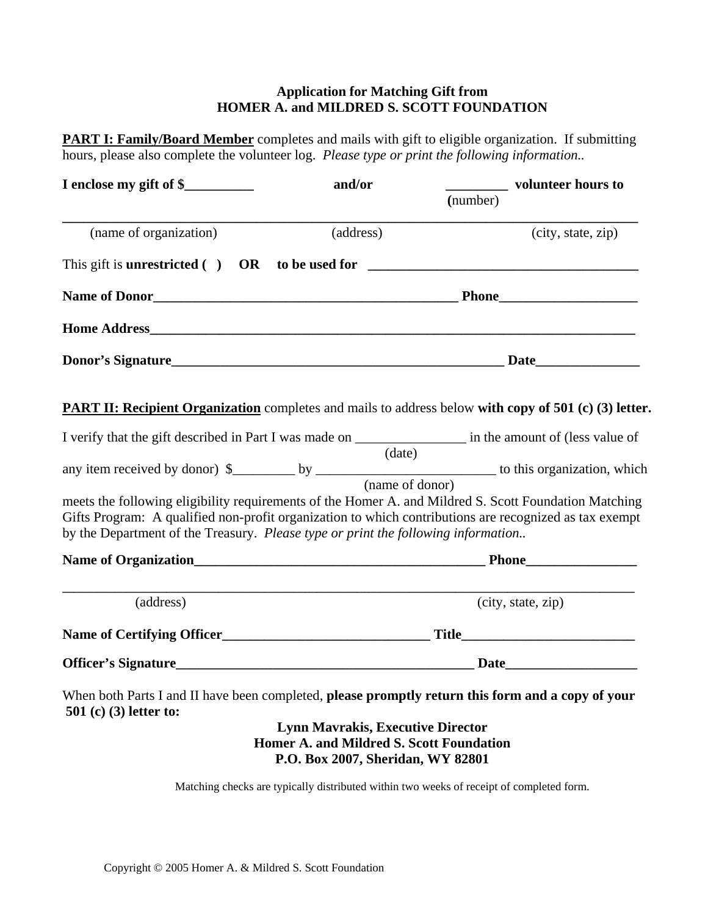**Application for Matching Gift from**
**HOMER A. and MILDRED S. SCOTT FOUNDATION**

**PART I: Family/Board Member** completes and mails with gift to eligible organization. If submitting hours, please also complete the volunteer log. *Please type or print the following information..*

**I enclose my gift of $__________** **and/or** **_________ volunteer hours to**
(number)

_______________________________________________________________________________
(name of organization) (address) (city, state, zip)

This gift is **unrestricted ( ) OR to be used for** ________________________________________

**Name of Donor**_____________________________________________ **Phone**____________________

**Home Address**___________________________________________________________________________

**Donor's Signature**_________________________________________________ **Date**_______________

**PART II: Recipient Organization** completes and mails to address below **with copy of 501 (c) (3) letter.**

I verify that the gift described in Part I was made on ________________ (date) in the amount of (less value of any item received by donor) $_________ by __________________________ (name of donor) to this organization, which meets the following eligibility requirements of the Homer A. and Mildred S. Scott Foundation Matching Gifts Program: A qualified non-profit organization to which contributions are recognized as tax exempt by the Department of the Treasury. *Please type or print the following information..*

**Name of Organization**___________________________________________ **Phone**________________

_______________________________________________________________________________
(address) (city, state, zip)

**Name of Certifying Officer**______________________________ **Title**_________________________

**Officer's Signature**____________________________________________ **Date**___________________

When both Parts I and II have been completed, **please promptly return this form and a copy of your 501 (c) (3) letter to:**

**Lynn Mavrakis, Executive Director**
**Homer A. and Mildred S. Scott Foundation**
**P.O. Box 2007, Sheridan, WY 82801**

Matching checks are typically distributed within two weeks of receipt of completed form.

Copyright © 2005 Homer A. & Mildred S. Scott Foundation